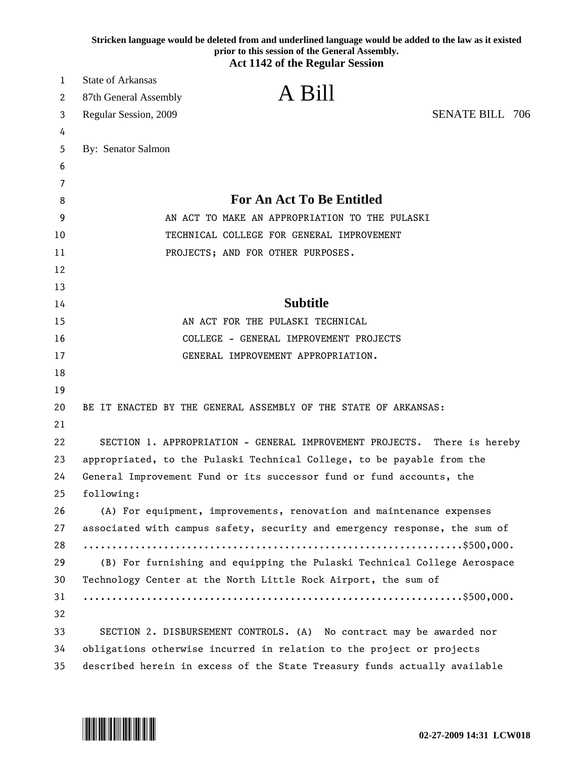Stricken language would be deleted from and underlined language would be added to the law as it existed prior to this session of the General Assembly.

**Act 1142 of the Regular Session**

State of Arkansas
87th General Assembly
Regular Session, 2009

# A Bill

SENATE BILL 706

By: Senator Salmon

## For An Act To Be Entitled

AN ACT TO MAKE AN APPROPRIATION TO THE PULASKI TECHNICAL COLLEGE FOR GENERAL IMPROVEMENT PROJECTS; AND FOR OTHER PURPOSES.

## Subtitle

AN ACT FOR THE PULASKI TECHNICAL COLLEGE - GENERAL IMPROVEMENT PROJECTS GENERAL IMPROVEMENT APPROPRIATION.

BE IT ENACTED BY THE GENERAL ASSEMBLY OF THE STATE OF ARKANSAS:

SECTION 1. APPROPRIATION - GENERAL IMPROVEMENT PROJECTS. There is hereby appropriated, to the Pulaski Technical College, to be payable from the General Improvement Fund or its successor fund or fund accounts, the following:

(A) For equipment, improvements, renovation and maintenance expenses associated with campus safety, security and emergency response, the sum of ..................................................................$500,000.

(B) For furnishing and equipping the Pulaski Technical College Aerospace Technology Center at the North Little Rock Airport, the sum of ..................................................................$500,000.

SECTION 2. DISBURSEMENT CONTROLS. (A) No contract may be awarded nor obligations otherwise incurred in relation to the project or projects described herein in excess of the State Treasury funds actually available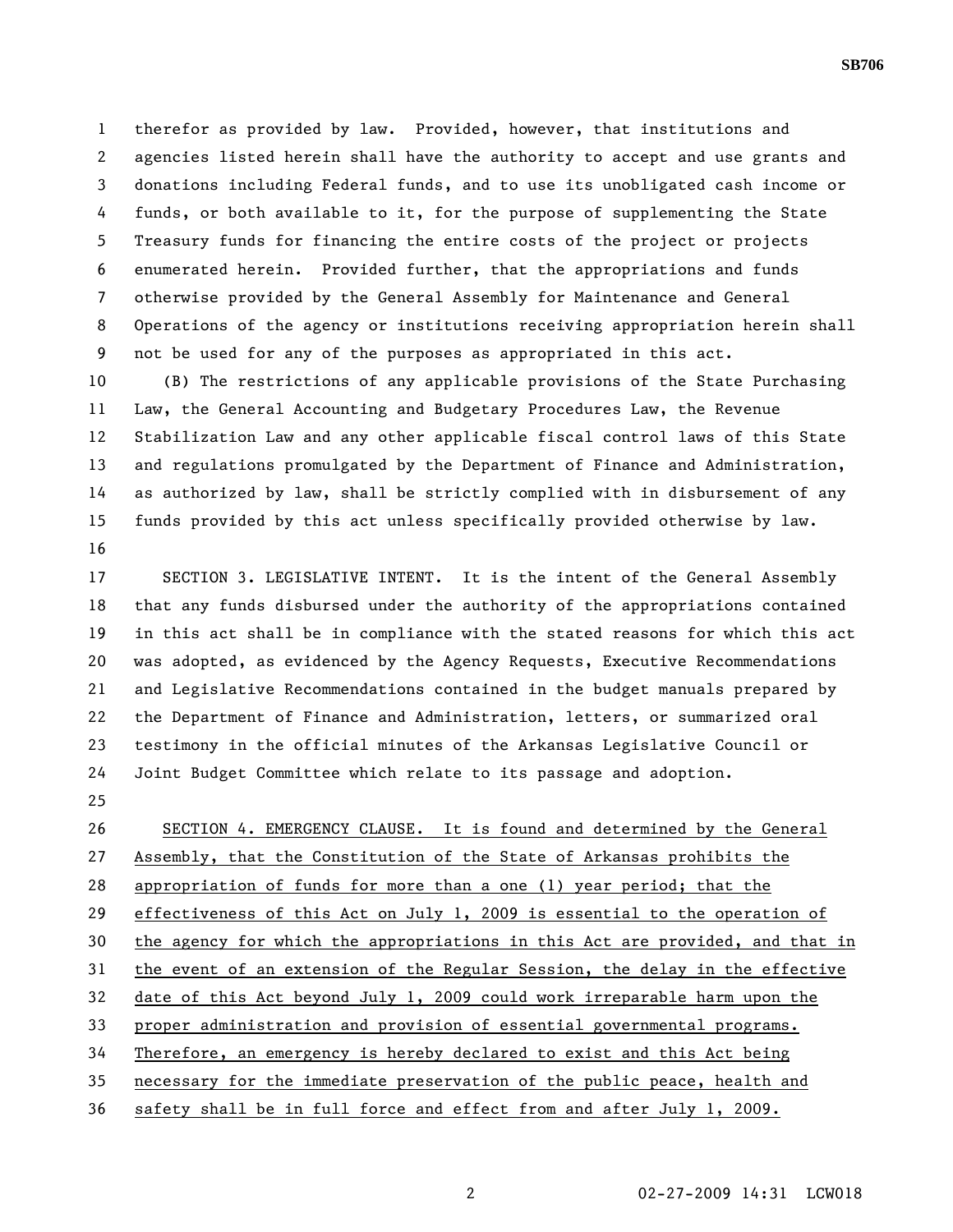therefor as provided by law. Provided, however, that institutions and agencies listed herein shall have the authority to accept and use grants and donations including Federal funds, and to use its unobligated cash income or funds, or both available to it, for the purpose of supplementing the State Treasury funds for financing the entire costs of the project or projects enumerated herein. Provided further, that the appropriations and funds otherwise provided by the General Assembly for Maintenance and General Operations of the agency or institutions receiving appropriation herein shall not be used for any of the purposes as appropriated in this act.

(B) The restrictions of any applicable provisions of the State Purchasing Law, the General Accounting and Budgetary Procedures Law, the Revenue Stabilization Law and any other applicable fiscal control laws of this State and regulations promulgated by the Department of Finance and Administration, as authorized by law, shall be strictly complied with in disbursement of any funds provided by this act unless specifically provided otherwise by law.

SECTION 3. LEGISLATIVE INTENT. It is the intent of the General Assembly that any funds disbursed under the authority of the appropriations contained in this act shall be in compliance with the stated reasons for which this act was adopted, as evidenced by the Agency Requests, Executive Recommendations and Legislative Recommendations contained in the budget manuals prepared by the Department of Finance and Administration, letters, or summarized oral testimony in the official minutes of the Arkansas Legislative Council or Joint Budget Committee which relate to its passage and adoption.

SECTION 4. EMERGENCY CLAUSE. It is found and determined by the General Assembly, that the Constitution of the State of Arkansas prohibits the appropriation of funds for more than a one (1) year period; that the effectiveness of this Act on July 1, 2009 is essential to the operation of the agency for which the appropriations in this Act are provided, and that in the event of an extension of the Regular Session, the delay in the effective date of this Act beyond July 1, 2009 could work irreparable harm upon the proper administration and provision of essential governmental programs. Therefore, an emergency is hereby declared to exist and this Act being necessary for the immediate preservation of the public peace, health and safety shall be in full force and effect from and after July 1, 2009.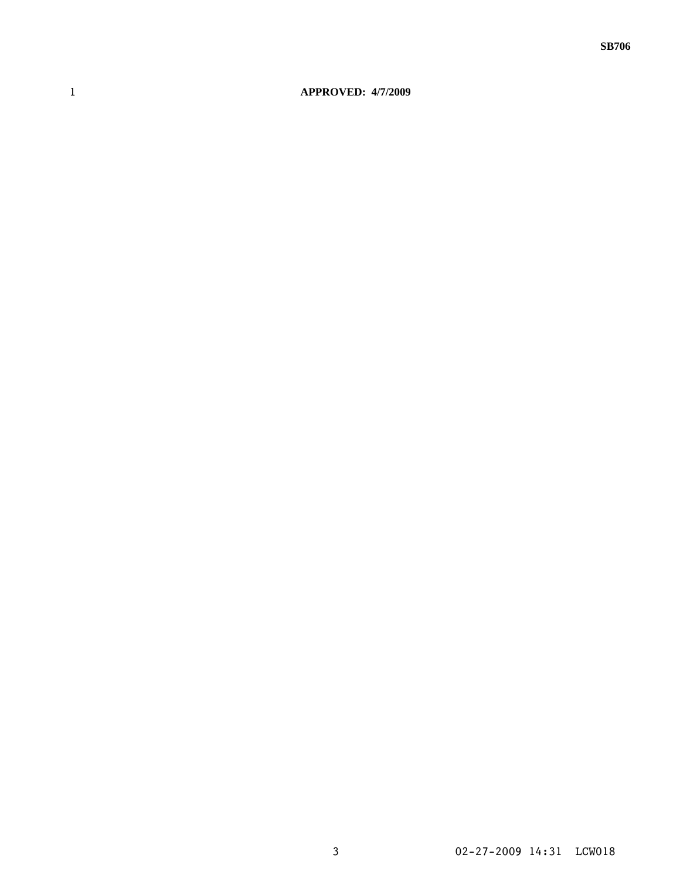**APPROVED: 4/7/2009**